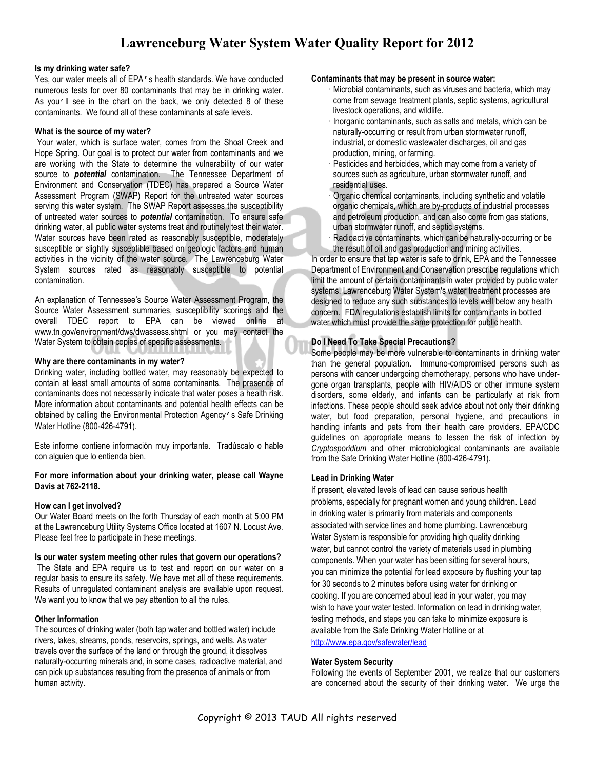# Lawrenceburg Water System Water Quality Report for 2012

**Is my drinking water safe?**

Yes, our water meets all of EPA's health standards. We have conducted numerous tests for over 80 contaminants that may be in drinking water. As you'll see in the chart on the back, we only detected 8 of these contaminants. We found all of these contaminants at safe levels.

**What is the source of my water?**

Your water, which is surface water, comes from the Shoal Creek and Hope Spring. Our goal is to protect our water from contaminants and we are working with the State to determine the vulnerability of our water source to ***potential*** contamination. The Tennessee Department of Environment and Conservation (TDEC) has prepared a Source Water Assessment Program (SWAP) Report for the untreated water sources serving this water system. The SWAP Report assesses the susceptibility of untreated water sources to ***potential*** contamination. To ensure safe drinking water, all public water systems treat and routinely test their water. Water sources have been rated as reasonably susceptible, moderately susceptible or slightly susceptible based on geologic factors and human activities in the vicinity of the water source. The Lawrenceburg Water System sources rated as reasonably susceptible to potential contamination.

An explanation of Tennessee's Source Water Assessment Program, the Source Water Assessment summaries, susceptibility scorings and the overall TDEC report to EPA can be viewed online at www.tn.gov/environment/dws/dwassess.shtml or you may contact the Water System to obtain copies of specific assessments.

**Why are there contaminants in my water?**

Drinking water, including bottled water, may reasonably be expected to contain at least small amounts of some contaminants. The presence of contaminants does not necessarily indicate that water poses a health risk. More information about contaminants and potential health effects can be obtained by calling the Environmental Protection Agency's Safe Drinking Water Hotline (800-426-4791).

Este informe contiene información muy importante. Tradúscalo o hable con alguien que lo entienda bien.

**For more information about your drinking water, please call Wayne Davis at 762-2118.**

**How can I get involved?**

Our Water Board meets on the forth Thursday of each month at 5:00 PM at the Lawrenceburg Utility Systems Office located at 1607 N. Locust Ave. Please feel free to participate in these meetings.

**Is our water system meeting other rules that govern our operations?**

The State and EPA require us to test and report on our water on a regular basis to ensure its safety. We have met all of these requirements. Results of unregulated contaminant analysis are available upon request. We want you to know that we pay attention to all the rules.

**Other Information**

The sources of drinking water (both tap water and bottled water) include rivers, lakes, streams, ponds, reservoirs, springs, and wells. As water travels over the surface of the land or through the ground, it dissolves naturally-occurring minerals and, in some cases, radioactive material, and can pick up substances resulting from the presence of animals or from human activity.

**Contaminants that may be present in source water:**

- Microbial contaminants, such as viruses and bacteria, which may come from sewage treatment plants, septic systems, agricultural livestock operations, and wildlife.
- Inorganic contaminants, such as salts and metals, which can be naturally-occurring or result from urban stormwater runoff, industrial, or domestic wastewater discharges, oil and gas production, mining, or farming.
- Pesticides and herbicides, which may come from a variety of sources such as agriculture, urban stormwater runoff, and residential uses.
- Organic chemical contaminants, including synthetic and volatile organic chemicals, which are by-products of industrial processes and petroleum production, and can also come from gas stations, urban stormwater runoff, and septic systems.
- Radioactive contaminants, which can be naturally-occurring or be the result of oil and gas production and mining activities.

In order to ensure that tap water is safe to drink, EPA and the Tennessee Department of Environment and Conservation prescribe regulations which limit the amount of certain contaminants in water provided by public water systems. Lawrenceburg Water System's water treatment processes are designed to reduce any such substances to levels well below any health concern. FDA regulations establish limits for contaminants in bottled water which must provide the same protection for public health.

**Do I Need To Take Special Precautions?**

Some people may be more vulnerable to contaminants in drinking water than the general population. Immuno-compromised persons such as persons with cancer undergoing chemotherapy, persons who have undergone organ transplants, people with HIV/AIDS or other immune system disorders, some elderly, and infants can be particularly at risk from infections. These people should seek advice about not only their drinking water, but food preparation, personal hygiene, and precautions in handling infants and pets from their health care providers. EPA/CDC guidelines on appropriate means to lessen the risk of infection by *Cryptosporidium* and other microbiological contaminants are available from the Safe Drinking Water Hotline (800-426-4791).

**Lead in Drinking Water**

If present, elevated levels of lead can cause serious health problems, especially for pregnant women and young children. Lead in drinking water is primarily from materials and components associated with service lines and home plumbing. Lawrenceburg Water System is responsible for providing high quality drinking water, but cannot control the variety of materials used in plumbing components. When your water has been sitting for several hours, you can minimize the potential for lead exposure by flushing your tap for 30 seconds to 2 minutes before using water for drinking or cooking. If you are concerned about lead in your water, you may wish to have your water tested. Information on lead in drinking water, testing methods, and steps you can take to minimize exposure is available from the Safe Drinking Water Hotline or at http://www.epa.gov/safewater/lead

**Water System Security**

Following the events of September 2001, we realize that our customers are concerned about the security of their drinking water. We urge the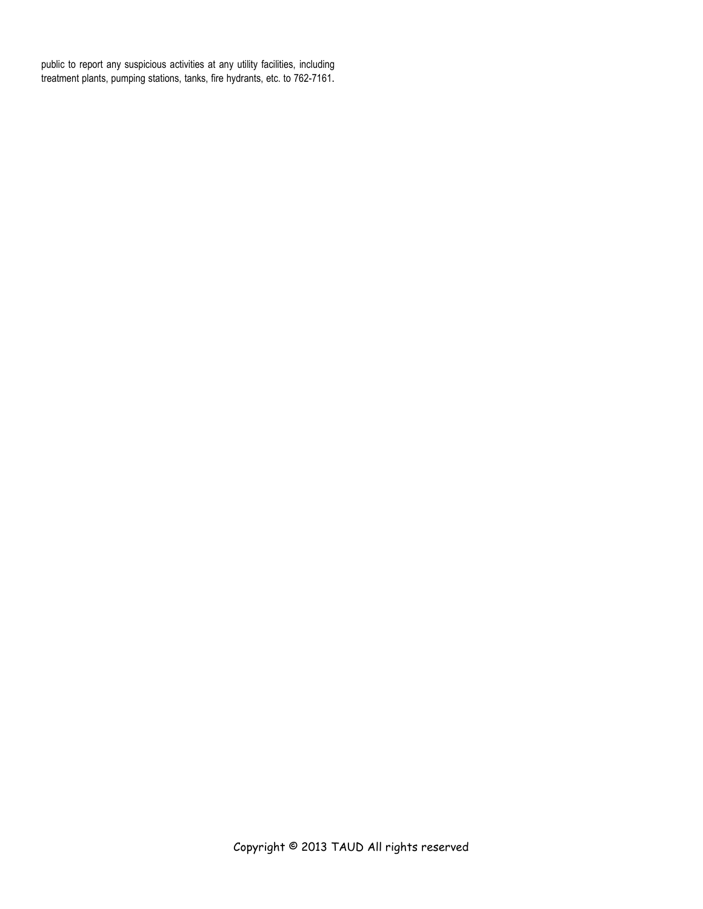public to report any suspicious activities at any utility facilities, including treatment plants, pumping stations, tanks, fire hydrants, etc. to 762-7161.

Copyright © 2013 TAUD All rights reserved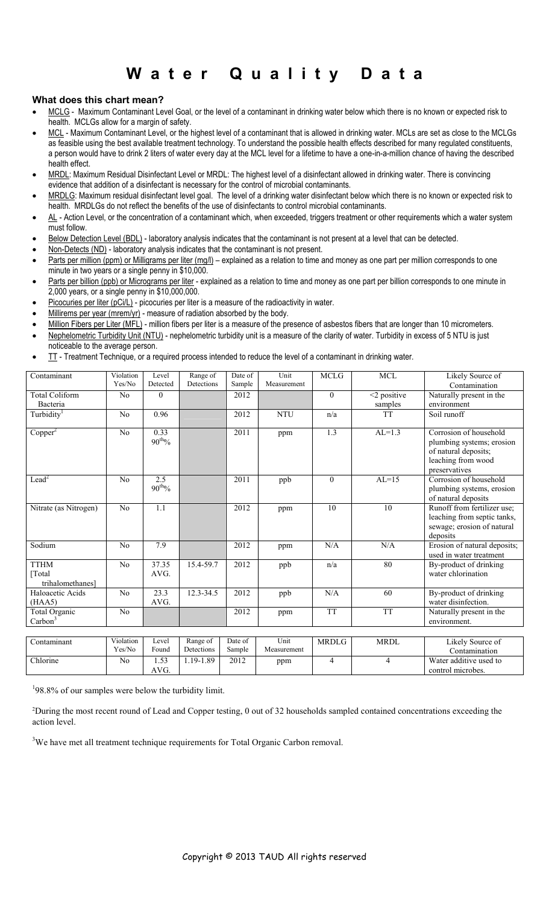# Water Quality Data

### What does this chart mean?

- MCLG - Maximum Contaminant Level Goal, or the level of a contaminant in drinking water below which there is no known or expected risk to health. MCLGs allow for a margin of safety.
- MCL - Maximum Contaminant Level, or the highest level of a contaminant that is allowed in drinking water. MCLs are set as close to the MCLGs as feasible using the best available treatment technology. To understand the possible health effects described for many regulated constituents, a person would have to drink 2 liters of water every day at the MCL level for a lifetime to have a one-in-a-million chance of having the described health effect.
- MRDL: Maximum Residual Disinfectant Level or MRDL: The highest level of a disinfectant allowed in drinking water. There is convincing evidence that addition of a disinfectant is necessary for the control of microbial contaminants.
- MRDLG: Maximum residual disinfectant level goal. The level of a drinking water disinfectant below which there is no known or expected risk to health. MRDLGs do not reflect the benefits of the use of disinfectants to control microbial contaminants.
- AL - Action Level, or the concentration of a contaminant which, when exceeded, triggers treatment or other requirements which a water system must follow.
- Below Detection Level (BDL) - laboratory analysis indicates that the contaminant is not present at a level that can be detected.
- Non-Detects (ND) - laboratory analysis indicates that the contaminant is not present.
- Parts per million (ppm) or Milligrams per liter (mg/l) – explained as a relation to time and money as one part per million corresponds to one minute in two years or a single penny in $10,000.
- Parts per billion (ppb) or Micrograms per liter - explained as a relation to time and money as one part per billion corresponds to one minute in 2,000 years, or a single penny in $10,000,000.
- Picocuries per liter (pCi/L) - picocuries per liter is a measure of the radioactivity in water.
- Millirems per year (mrem/yr) - measure of radiation absorbed by the body.
- Million Fibers per Liter (MFL) - million fibers per liter is a measure of the presence of asbestos fibers that are longer than 10 micrometers.
- Nephelometric Turbidity Unit (NTU) - nephelometric turbidity unit is a measure of the clarity of water. Turbidity in excess of 5 NTU is just noticeable to the average person.
- TT - Treatment Technique, or a required process intended to reduce the level of a contaminant in drinking water.

| Contaminant | Violation Yes/No | Level Detected | Range of Detections | Date of Sample | Unit Measurement | MCLG | MCL | Likely Source of Contamination |
|---|---|---|---|---|---|---|---|---|
| Total Coliform Bacteria | No | 0 | | 2012 | | 0 | <2 positive samples | Naturally present in the environment |
| Turbidity[1] | No | 0.96 | | 2012 | NTU | n/a | TT | Soil runoff |
| Copper[2] | No | 0.33 $90^{th}$% | | 2011 | ppm | 1.3 | AL=1.3 | Corrosion of household plumbing systems; erosion of natural deposits; leaching from wood preservatives |
| Lead[2] | No | 2.5 $90^{th}$% | | 2011 | ppb | 0 | AL=15 | Corrosion of household plumbing systems, erosion of natural deposits |
| Nitrate (as Nitrogen) | No | 1.1 | | 2012 | ppm | 10 | 10 | Runoff from fertilizer use; leaching from septic tanks, sewage; erosion of natural deposits |
| Sodium | No | 7.9 | | 2012 | ppm | N/A | N/A | Erosion of natural deposits; used in water treatment |
| TTHM [Total trihalomethanes] | No | 37.35 AVG. | 15.4-59.7 | 2012 | ppb | n/a | 80 | By-product of drinking water chlorination |
| Haloacetic Acids (HAA5) | No | 23.3 AVG. | 12.3-34.5 | 2012 | ppb | N/A | 60 | By-product of drinking water disinfection. |
| Total Organic Carbon[3] | No | | | 2012 | ppm | TT | TT | Naturally present in the environment. |

| Contaminant | Violation Yes/No | Level Found | Range of Detections | Date of Sample | Unit Measurement | MRDLG | MRDL | Likely Source of Contamination |
|---|---|---|---|---|---|---|---|---|
| Chlorine | No | 1.53 AVG. | 1.19-1.89 | 2012 | ppm | 4 | 4 | Water additive used to control microbes. |

[1]98.8% of our samples were below the turbidity limit.

[2]During the most recent round of Lead and Copper testing, 0 out of 32 households sampled contained concentrations exceeding the action level.

[3]We have met all treatment technique requirements for Total Organic Carbon removal.

Copyright © 2013 TAUD All rights reserved